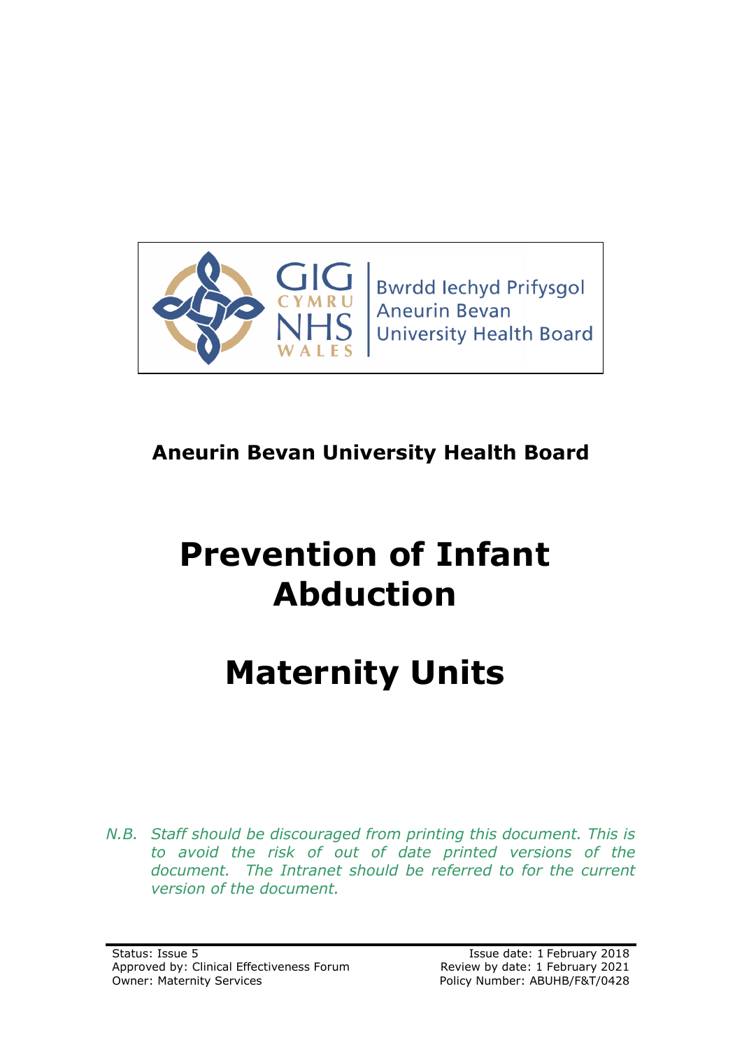Bwrdd Iechyd Prifysgol Aneurin Bevan University Health Board

**Aneurin Bevan University Health Board**

# Prevention of Infant Abduction

# Maternity Units

*N.B. Staff should be discouraged from printing this document. This is to avoid the risk of out of date printed versions of the document. The Intranet should be referred to for the current version of the document.*

| | |
|---|---|
| Status: Issue 5 | Issue date: 1 February 2018 |
| Approved by: Clinical Effectiveness Forum | Review by date: 1 February 2021 |
| Owner: Maternity Services | Policy Number: ABUHB/F&T/0428 |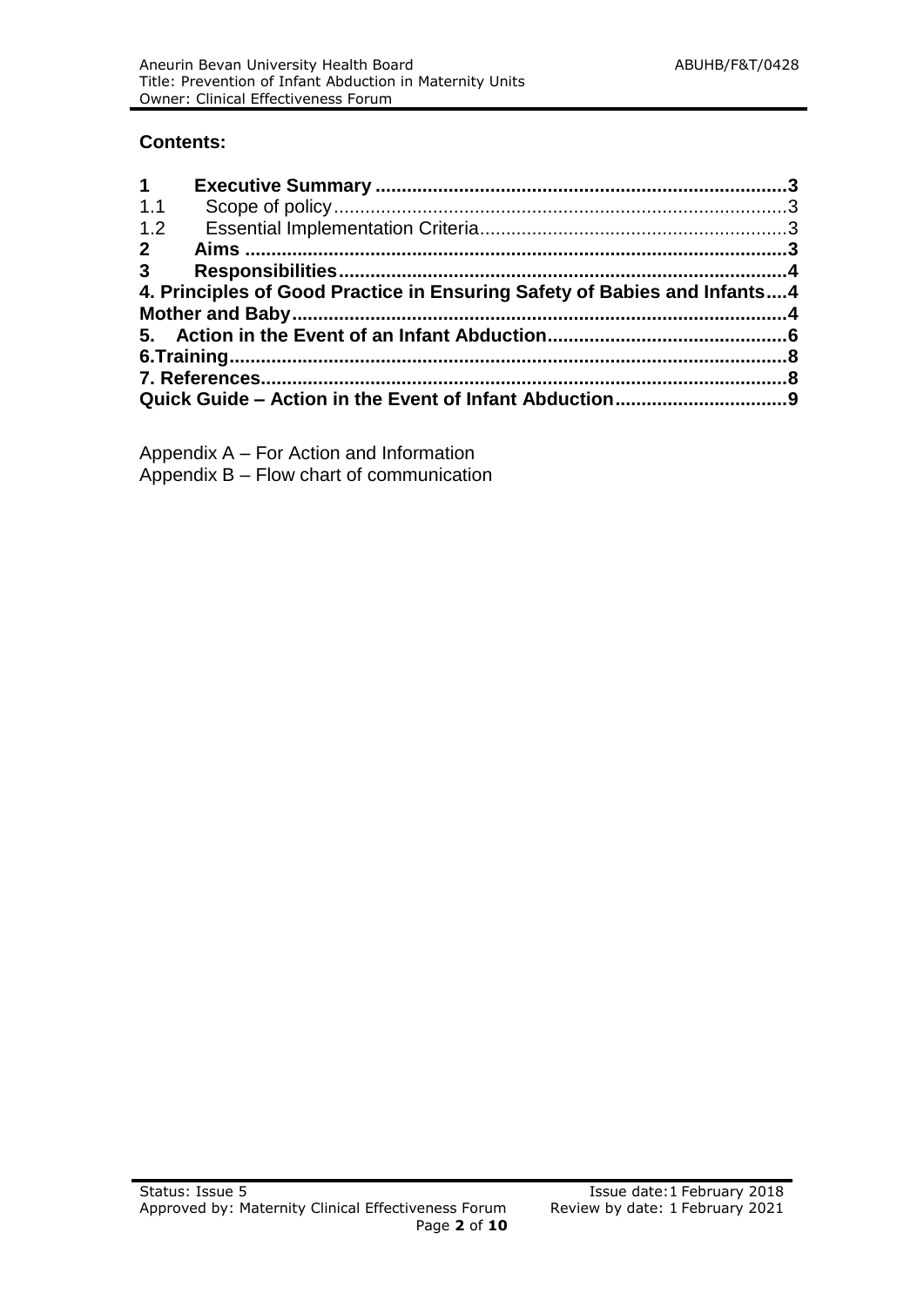**Contents:**

**1 Executive Summary ............................................................................3**
1.1 Scope of policy......................................................................................3
1.2 Essential Implementation Criteria..........................................................3
**2 Aims ......................................................................................................3**
**3 Responsibilities.....................................................................................4**
**4. Principles of Good Practice in Ensuring Safety of Babies and Infants....4**
**Mother and Baby.............................................................................................4**
**5. Action in the Event of an Infant Abduction.............................................6**
**6.Training.........................................................................................................8**
**7. References...................................................................................................8**
**Quick Guide – Action in the Event of Infant Abduction.................................9**

Appendix A – For Action and Information
Appendix B – Flow chart of communication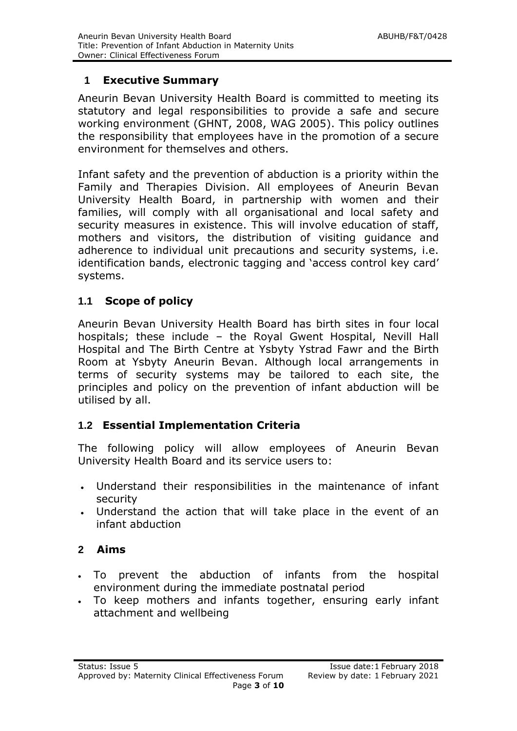## 1 Executive Summary

Aneurin Bevan University Health Board is committed to meeting its statutory and legal responsibilities to provide a safe and secure working environment (GHNT, 2008, WAG 2005). This policy outlines the responsibility that employees have in the promotion of a secure environment for themselves and others.

Infant safety and the prevention of abduction is a priority within the Family and Therapies Division. All employees of Aneurin Bevan University Health Board, in partnership with women and their families, will comply with all organisational and local safety and security measures in existence. This will involve education of staff, mothers and visitors, the distribution of visiting guidance and adherence to individual unit precautions and security systems, i.e. identification bands, electronic tagging and 'access control key card' systems.

### 1.1 Scope of policy

Aneurin Bevan University Health Board has birth sites in four local hospitals; these include – the Royal Gwent Hospital, Nevill Hall Hospital and The Birth Centre at Ysbyty Ystrad Fawr and the Birth Room at Ysbyty Aneurin Bevan. Although local arrangements in terms of security systems may be tailored to each site, the principles and policy on the prevention of infant abduction will be utilised by all.

### 1.2 Essential Implementation Criteria

The following policy will allow employees of Aneurin Bevan University Health Board and its service users to:

- Understand their responsibilities in the maintenance of infant security
- Understand the action that will take place in the event of an infant abduction

## 2 Aims

- To prevent the abduction of infants from the hospital environment during the immediate postnatal period
- To keep mothers and infants together, ensuring early infant attachment and wellbeing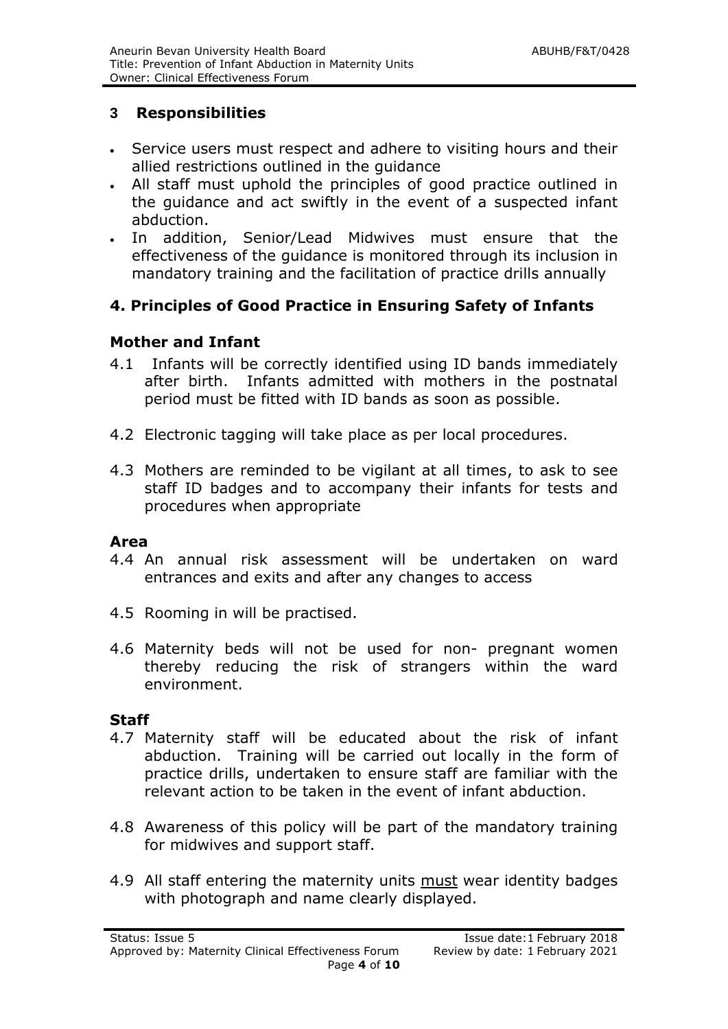## 3 Responsibilities

- Service users must respect and adhere to visiting hours and their allied restrictions outlined in the guidance
- All staff must uphold the principles of good practice outlined in the guidance and act swiftly in the event of a suspected infant abduction.
- In addition, Senior/Lead Midwives must ensure that the effectiveness of the guidance is monitored through its inclusion in mandatory training and the facilitation of practice drills annually

## 4. Principles of Good Practice in Ensuring Safety of Infants

### Mother and Infant

4.1 Infants will be correctly identified using ID bands immediately after birth. Infants admitted with mothers in the postnatal period must be fitted with ID bands as soon as possible.

4.2 Electronic tagging will take place as per local procedures.

4.3 Mothers are reminded to be vigilant at all times, to ask to see staff ID badges and to accompany their infants for tests and procedures when appropriate

### Area

4.4 An annual risk assessment will be undertaken on ward entrances and exits and after any changes to access

4.5 Rooming in will be practised.

4.6 Maternity beds will not be used for non- pregnant women thereby reducing the risk of strangers within the ward environment.

### Staff

4.7 Maternity staff will be educated about the risk of infant abduction. Training will be carried out locally in the form of practice drills, undertaken to ensure staff are familiar with the relevant action to be taken in the event of infant abduction.

4.8 Awareness of this policy will be part of the mandatory training for midwives and support staff.

4.9 All staff entering the maternity units <u>must</u> wear identity badges with photograph and name clearly displayed.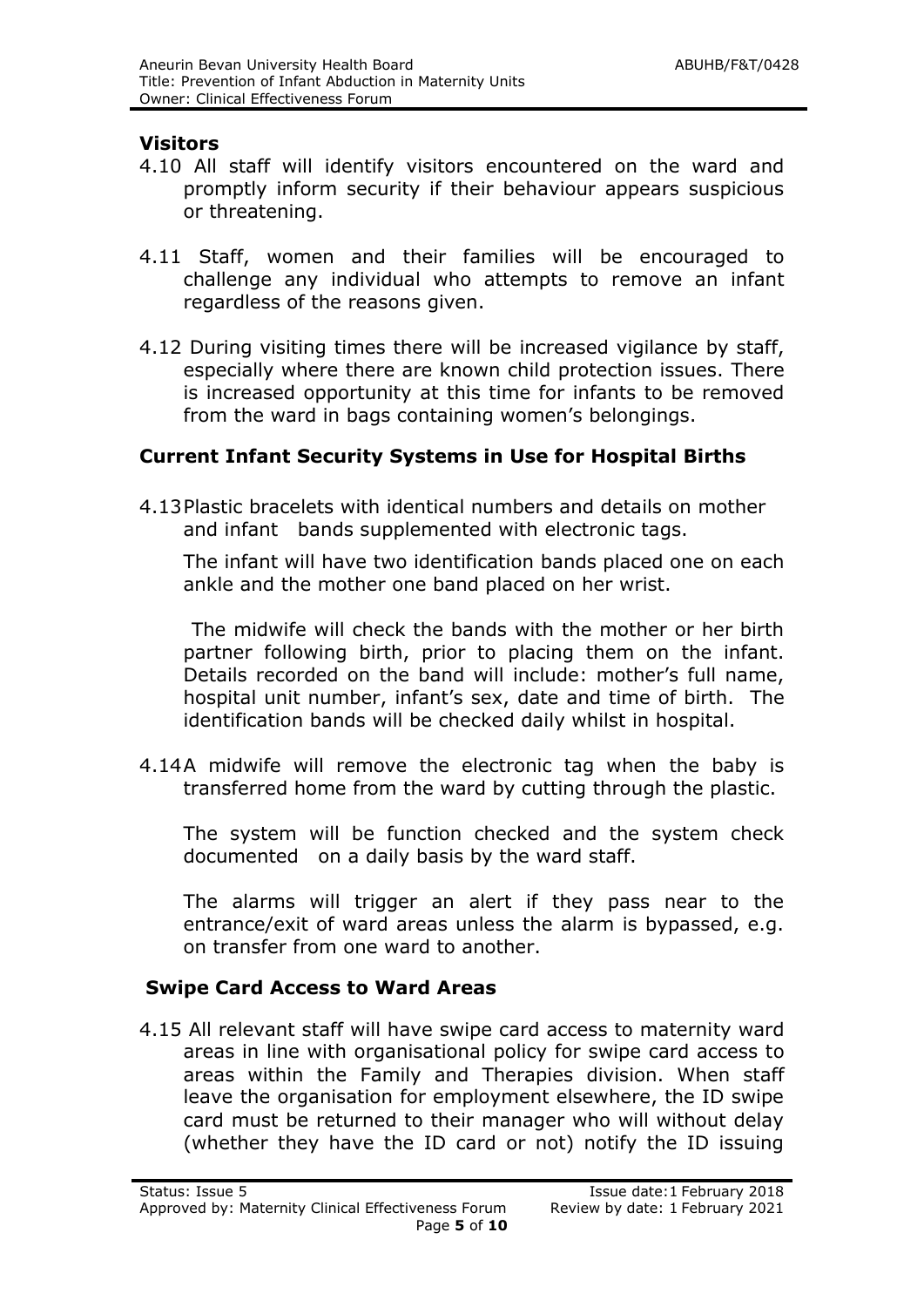## Visitors

4.10 All staff will identify visitors encountered on the ward and promptly inform security if their behaviour appears suspicious or threatening.

4.11 Staff, women and their families will be encouraged to challenge any individual who attempts to remove an infant regardless of the reasons given.

4.12 During visiting times there will be increased vigilance by staff, especially where there are known child protection issues. There is increased opportunity at this time for infants to be removed from the ward in bags containing women's belongings.

## Current Infant Security Systems in Use for Hospital Births

4.13 Plastic bracelets with identical numbers and details on mother and infant bands supplemented with electronic tags.

The infant will have two identification bands placed one on each ankle and the mother one band placed on her wrist.

The midwife will check the bands with the mother or her birth partner following birth, prior to placing them on the infant. Details recorded on the band will include: mother's full name, hospital unit number, infant's sex, date and time of birth. The identification bands will be checked daily whilst in hospital.

4.14 A midwife will remove the electronic tag when the baby is transferred home from the ward by cutting through the plastic.

The system will be function checked and the system check documented on a daily basis by the ward staff.

The alarms will trigger an alert if they pass near to the entrance/exit of ward areas unless the alarm is bypassed, e.g. on transfer from one ward to another.

## Swipe Card Access to Ward Areas

4.15 All relevant staff will have swipe card access to maternity ward areas in line with organisational policy for swipe card access to areas within the Family and Therapies division. When staff leave the organisation for employment elsewhere, the ID swipe card must be returned to their manager who will without delay (whether they have the ID card or not) notify the ID issuing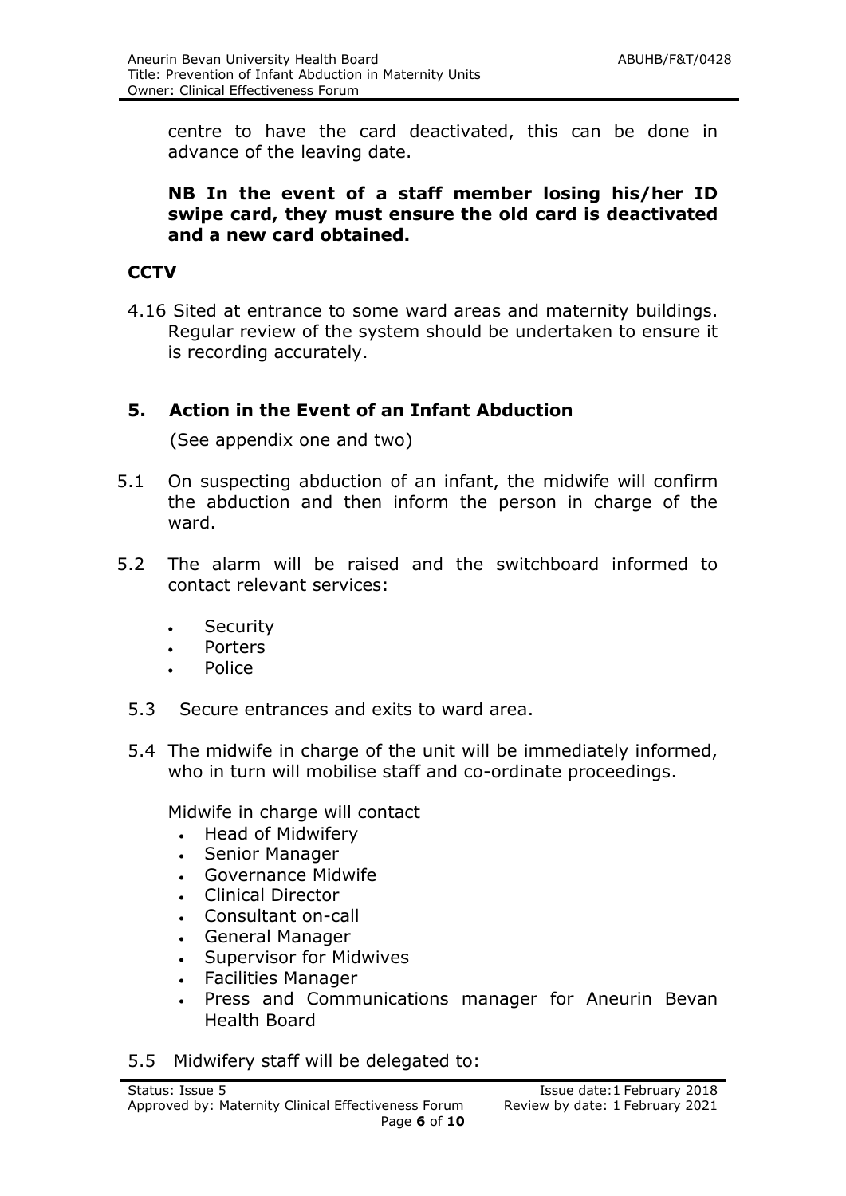centre to have the card deactivated, this can be done in advance of the leaving date.

**NB In the event of a staff member losing his/her ID swipe card, they must ensure the old card is deactivated and a new card obtained.**

### CCTV

4.16 Sited at entrance to some ward areas and maternity buildings. Regular review of the system should be undertaken to ensure it is recording accurately.

## 5. Action in the Event of an Infant Abduction

(See appendix one and two)

5.1 On suspecting abduction of an infant, the midwife will confirm the abduction and then inform the person in charge of the ward.

5.2 The alarm will be raised and the switchboard informed to contact relevant services:

- Security
- Porters
- Police

5.3 Secure entrances and exits to ward area.

5.4 The midwife in charge of the unit will be immediately informed, who in turn will mobilise staff and co-ordinate proceedings.

Midwife in charge will contact

- Head of Midwifery
- Senior Manager
- Governance Midwife
- Clinical Director
- Consultant on-call
- General Manager
- Supervisor for Midwives
- Facilities Manager
- Press and Communications manager for Aneurin Bevan Health Board

5.5 Midwifery staff will be delegated to: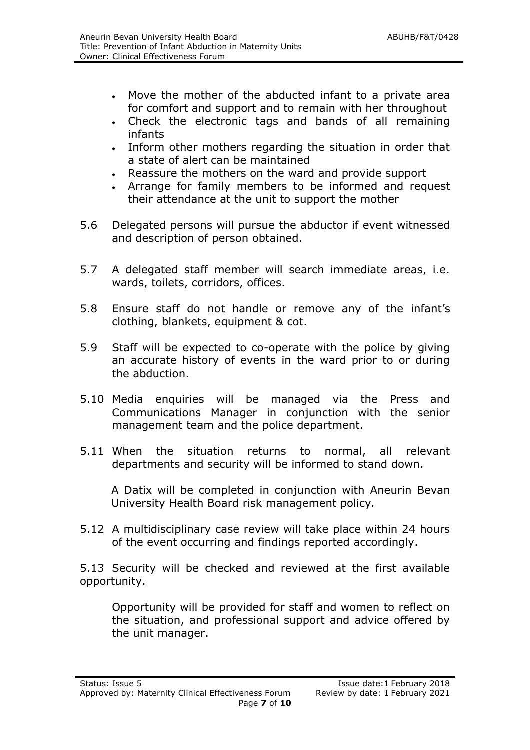- Move the mother of the abducted infant to a private area for comfort and support and to remain with her throughout
- Check the electronic tags and bands of all remaining infants
- Inform other mothers regarding the situation in order that a state of alert can be maintained
- Reassure the mothers on the ward and provide support
- Arrange for family members to be informed and request their attendance at the unit to support the mother

5.6 Delegated persons will pursue the abductor if event witnessed and description of person obtained.

5.7 A delegated staff member will search immediate areas, i.e. wards, toilets, corridors, offices.

5.8 Ensure staff do not handle or remove any of the infant's clothing, blankets, equipment & cot.

5.9 Staff will be expected to co-operate with the police by giving an accurate history of events in the ward prior to or during the abduction.

5.10 Media enquiries will be managed via the Press and Communications Manager in conjunction with the senior management team and the police department.

5.11 When the situation returns to normal, all relevant departments and security will be informed to stand down.

A Datix will be completed in conjunction with Aneurin Bevan University Health Board risk management policy*.*

5.12 A multidisciplinary case review will take place within 24 hours of the event occurring and findings reported accordingly.

5.13 Security will be checked and reviewed at the first available opportunity.

Opportunity will be provided for staff and women to reflect on the situation, and professional support and advice offered by the unit manager.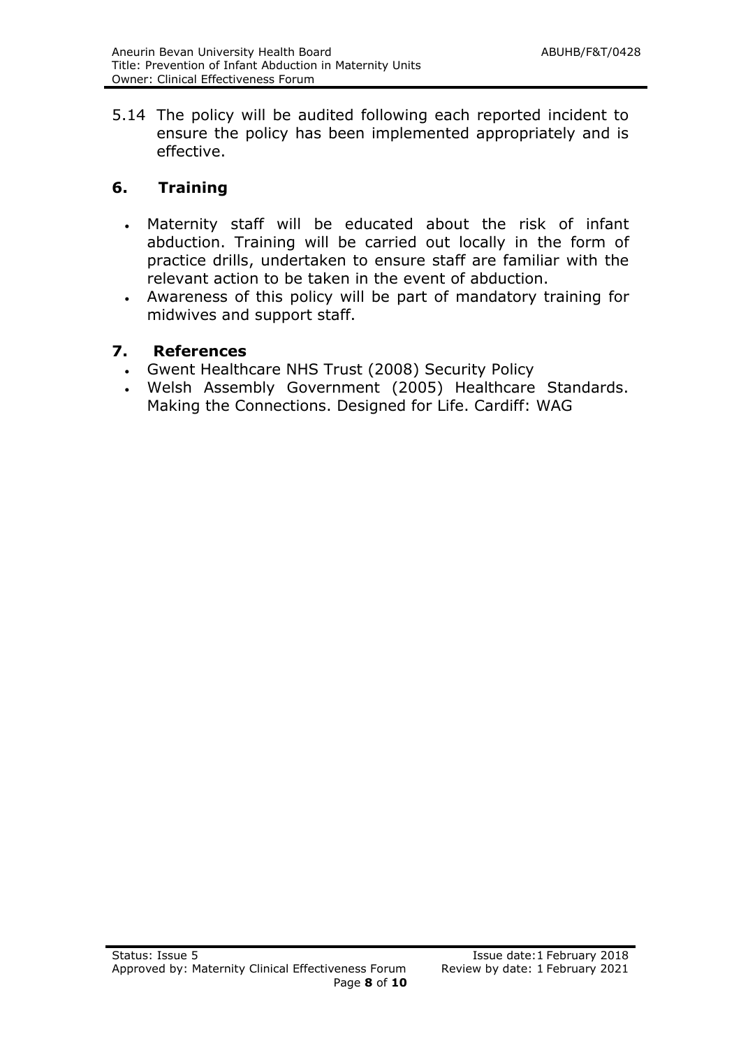5.14 The policy will be audited following each reported incident to ensure the policy has been implemented appropriately and is effective.

## 6. Training

- Maternity staff will be educated about the risk of infant abduction. Training will be carried out locally in the form of practice drills, undertaken to ensure staff are familiar with the relevant action to be taken in the event of abduction.
- Awareness of this policy will be part of mandatory training for midwives and support staff.

## 7. References

- Gwent Healthcare NHS Trust (2008) Security Policy
- Welsh Assembly Government (2005) Healthcare Standards. Making the Connections. Designed for Life. Cardiff: WAG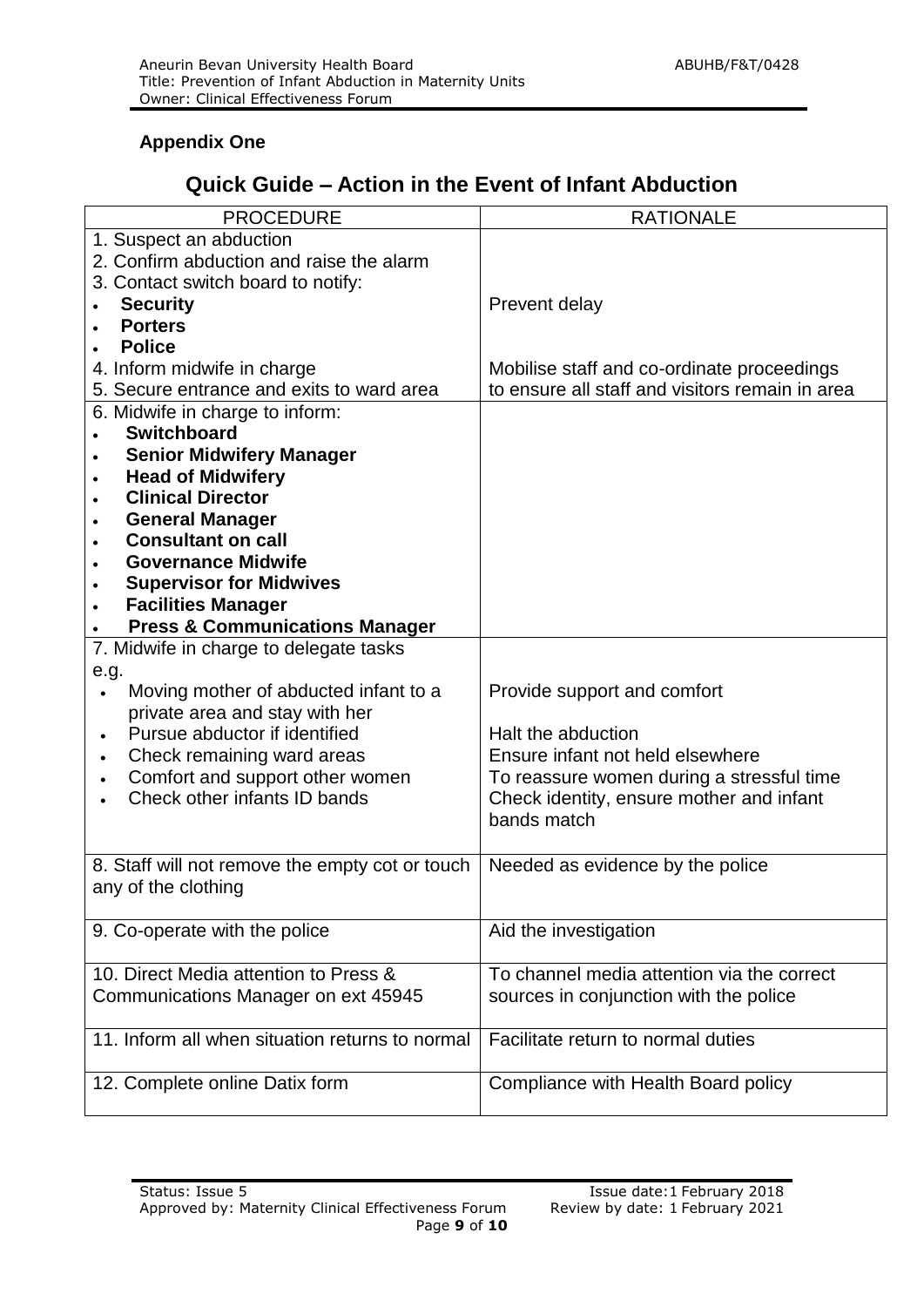**Appendix One**

## Quick Guide – Action in the Event of Infant Abduction

| PROCEDURE | RATIONALE |
|---|---|
| 1. Suspect an abduction<br>2. Confirm abduction and raise the alarm<br>3. Contact switch board to notify:<br>• **Security**<br>• **Porters**<br>• **Police**<br>4. Inform midwife in charge<br>5. Secure entrance and exits to ward area | Prevent delay<br><br>Mobilise staff and co-ordinate proceedings to ensure all staff and visitors remain in area |
| 6. Midwife in charge to inform:<br>• **Switchboard**<br>• **Senior Midwifery Manager**<br>• **Head of Midwifery**<br>• **Clinical Director**<br>• **General Manager**<br>• **Consultant on call**<br>• **Governance Midwife**<br>• **Supervisor for Midwives**<br>• **Facilities Manager**<br>• **Press & Communications Manager** | |
| 7. Midwife in charge to delegate tasks e.g.<br>• Moving mother of abducted infant to a private area and stay with her<br>• Pursue abductor if identified<br>• Check remaining ward areas<br>• Comfort and support other women<br>• Check other infants ID bands | Provide support and comfort<br><br>Halt the abduction<br>Ensure infant not held elsewhere<br>To reassure women during a stressful time<br>Check identity, ensure mother and infant bands match |
| 8. Staff will not remove the empty cot or touch any of the clothing | Needed as evidence by the police |
| 9. Co-operate with the police | Aid the investigation |
| 10. Direct Media attention to Press & Communications Manager on ext 45945 | To channel media attention via the correct sources in conjunction with the police |
| 11. Inform all when situation returns to normal | Facilitate return to normal duties |
| 12. Complete online Datix form | Compliance with Health Board policy |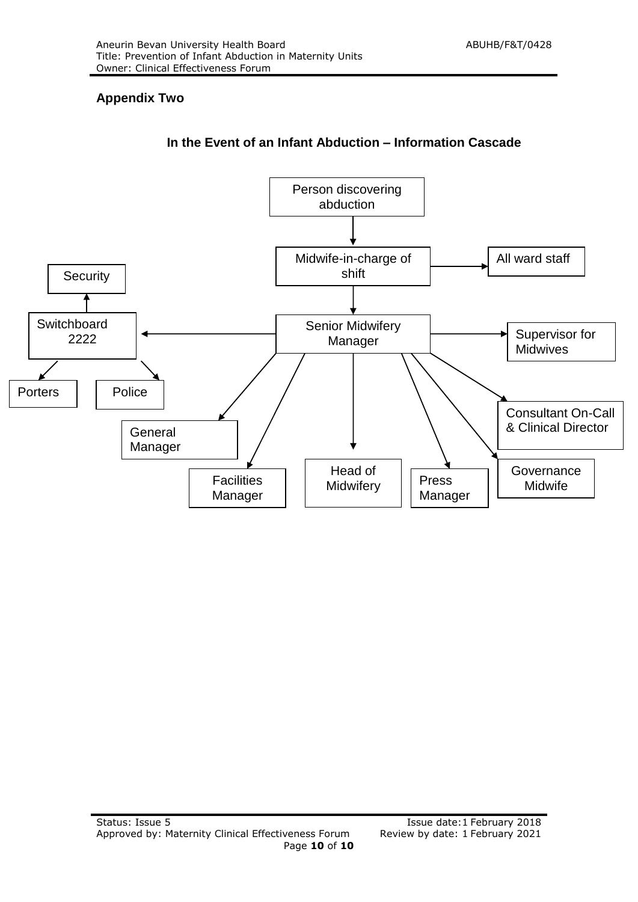**Appendix Two**

**In the Event of an Infant Abduction – Information Cascade**

Person discovering abduction

Midwife-in-charge of shift

All ward staff

Security

Switchboard 2222

Senior Midwifery Manager

Supervisor for Midwives

Porters

Police

Consultant On-Call & Clinical Director

General Manager

Head of Midwifery

Governance Midwife

Facilities Manager

Press Manager